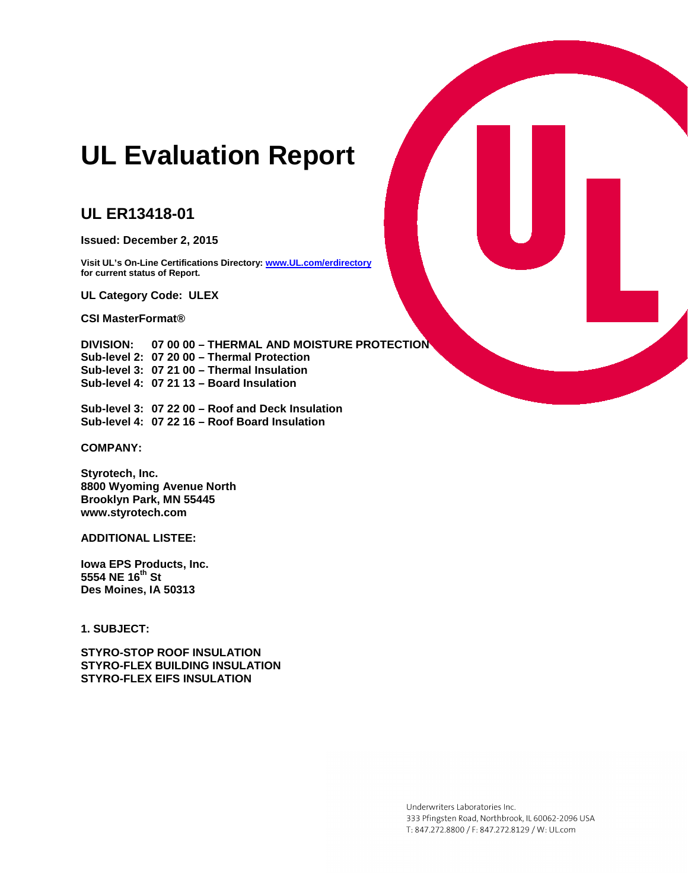# UL Evaluation Report

## UL ER13418-01

**Issued: December 2, 2015**

**Visit UL's On-Line Certifications Directory: [www.UL.com/erdirectory](www.UL.com/erdirectory) for current status of Report.**

**UL Category Code: ULEX**

**CSI MasterFormat®**

**DIVISION: 07 00 00 – THERMAL AND MOISTURE PROTECTION**
**Sub-level 2: 07 20 00 – Thermal Protection**
**Sub-level 3: 07 21 00 – Thermal Insulation**
**Sub-level 4: 07 21 13 – Board Insulation**

**Sub-level 3: 07 22 00 – Roof and Deck Insulation**
**Sub-level 4: 07 22 16 – Roof Board Insulation**

**COMPANY:**

**Styrotech, Inc.**
**8800 Wyoming Avenue North**
**Brooklyn Park, MN 55445**
**www.styrotech.com**

**ADDITIONAL LISTEE:**

**Iowa EPS Products, Inc.**
**5554 NE 16th St**
**Des Moines, IA 50313**

**1. SUBJECT:**

**STYRO-STOP ROOF INSULATION**
**STYRO-FLEX BUILDING INSULATION**
**STYRO-FLEX EIFS INSULATION**

Underwriters Laboratories Inc.
333 Pfingsten Road, Northbrook, IL 60062-2096 USA
T: 847.272.8800 / F: 847.272.8129 / W: UL.com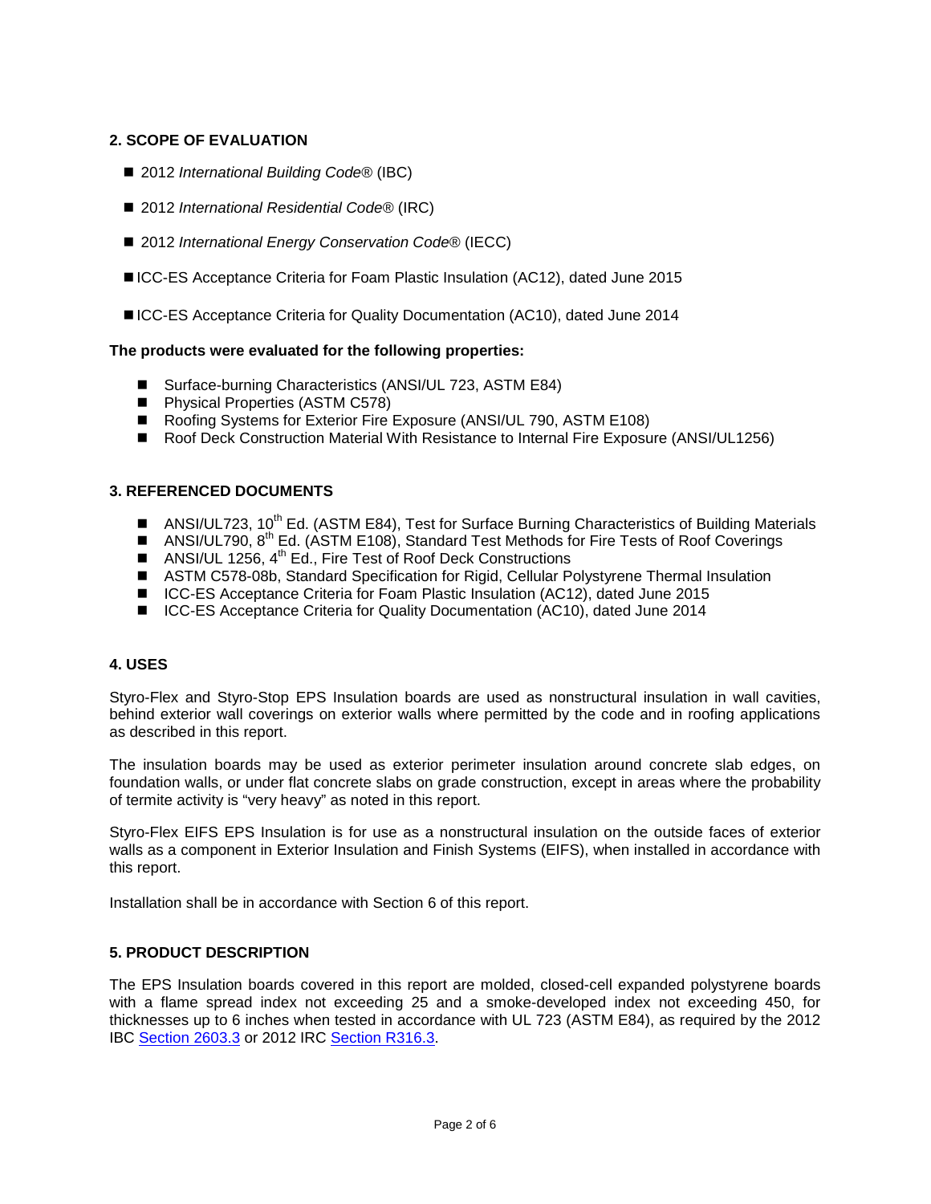## 2. SCOPE OF EVALUATION

- 2012 *International Building Code®* (IBC)
- 2012 *International Residential Code®* (IRC)
- 2012 *International Energy Conservation Code®* (IECC)
- ICC-ES Acceptance Criteria for Foam Plastic Insulation (AC12), dated June 2015
- ICC-ES Acceptance Criteria for Quality Documentation (AC10), dated June 2014

**The products were evaluated for the following properties:**

- Surface-burning Characteristics (ANSI/UL 723, ASTM E84)
- Physical Properties (ASTM C578)
- Roofing Systems for Exterior Fire Exposure (ANSI/UL 790, ASTM E108)
- Roof Deck Construction Material With Resistance to Internal Fire Exposure (ANSI/UL1256)

## 3. REFERENCED DOCUMENTS

- ANSI/UL723, 10th Ed. (ASTM E84), Test for Surface Burning Characteristics of Building Materials
- ANSI/UL790, 8th Ed. (ASTM E108), Standard Test Methods for Fire Tests of Roof Coverings
- ANSI/UL 1256, 4th Ed., Fire Test of Roof Deck Constructions
- ASTM C578-08b, Standard Specification for Rigid, Cellular Polystyrene Thermal Insulation
- ICC-ES Acceptance Criteria for Foam Plastic Insulation (AC12), dated June 2015
- ICC-ES Acceptance Criteria for Quality Documentation (AC10), dated June 2014

## 4. USES

Styro-Flex and Styro-Stop EPS Insulation boards are used as nonstructural insulation in wall cavities, behind exterior wall coverings on exterior walls where permitted by the code and in roofing applications as described in this report.

The insulation boards may be used as exterior perimeter insulation around concrete slab edges, on foundation walls, or under flat concrete slabs on grade construction, except in areas where the probability of termite activity is "very heavy" as noted in this report.

Styro-Flex EIFS EPS Insulation is for use as a nonstructural insulation on the outside faces of exterior walls as a component in Exterior Insulation and Finish Systems (EIFS), when installed in accordance with this report.

Installation shall be in accordance with Section 6 of this report.

## 5. PRODUCT DESCRIPTION

The EPS Insulation boards covered in this report are molded, closed-cell expanded polystyrene boards with a flame spread index not exceeding 25 and a smoke-developed index not exceeding 450, for thicknesses up to 6 inches when tested in accordance with UL 723 (ASTM E84), as required by the 2012 IBC Section 2603.3 or 2012 IRC Section R316.3.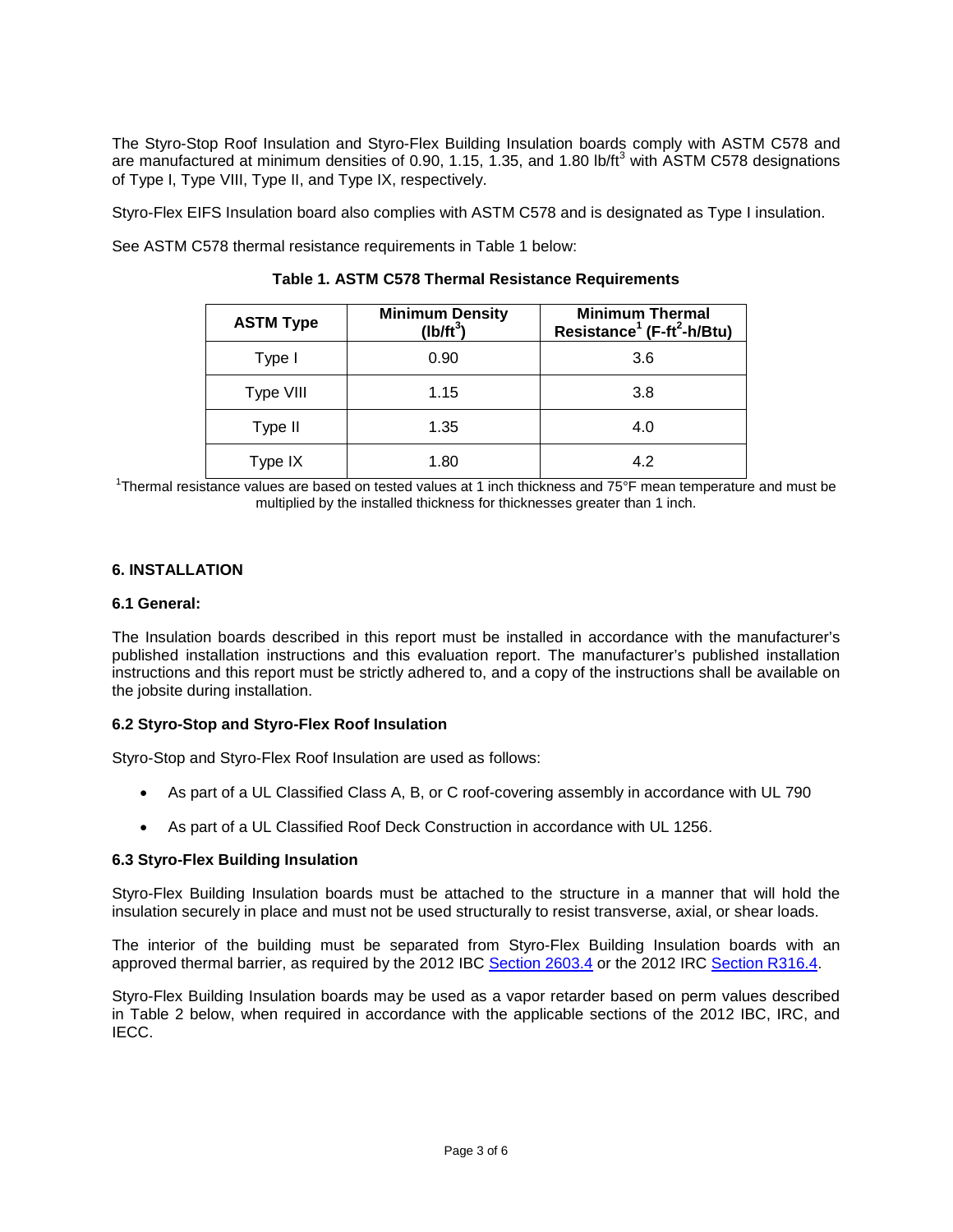The Styro-Stop Roof Insulation and Styro-Flex Building Insulation boards comply with ASTM C578 and are manufactured at minimum densities of 0.90, 1.15, 1.35, and 1.80 $lb/ft^3$ with ASTM C578 designations of Type I, Type VIII, Type II, and Type IX, respectively.

Styro-Flex EIFS Insulation board also complies with ASTM C578 and is designated as Type I insulation.

See ASTM C578 thermal resistance requirements in Table 1 below:

**Table 1. ASTM C578 Thermal Resistance Requirements**

| ASTM Type | Minimum Density ($lb/ft^3$) | Minimum Thermal Resistance[1] ($F\text{-}ft^2\text{-}h/Btu$) |
|---|---|---|
| Type I | 0.90 | 3.6 |
| Type VIII | 1.15 | 3.8 |
| Type II | 1.35 | 4.0 |
| Type IX | 1.80 | 4.2 |

[1]Thermal resistance values are based on tested values at 1 inch thickness and 75°F mean temperature and must be multiplied by the installed thickness for thicknesses greater than 1 inch.

## 6. INSTALLATION

### 6.1 General:

The Insulation boards described in this report must be installed in accordance with the manufacturer's published installation instructions and this evaluation report. The manufacturer's published installation instructions and this report must be strictly adhered to, and a copy of the instructions shall be available on the jobsite during installation.

### 6.2 Styro-Stop and Styro-Flex Roof Insulation

Styro-Stop and Styro-Flex Roof Insulation are used as follows:

- As part of a UL Classified Class A, B, or C roof-covering assembly in accordance with UL 790
- As part of a UL Classified Roof Deck Construction in accordance with UL 1256.

### 6.3 Styro-Flex Building Insulation

Styro-Flex Building Insulation boards must be attached to the structure in a manner that will hold the insulation securely in place and must not be used structurally to resist transverse, axial, or shear loads.

The interior of the building must be separated from Styro-Flex Building Insulation boards with an approved thermal barrier, as required by the 2012 IBC Section 2603.4 or the 2012 IRC Section R316.4.

Styro-Flex Building Insulation boards may be used as a vapor retarder based on perm values described in Table 2 below, when required in accordance with the applicable sections of the 2012 IBC, IRC, and IECC.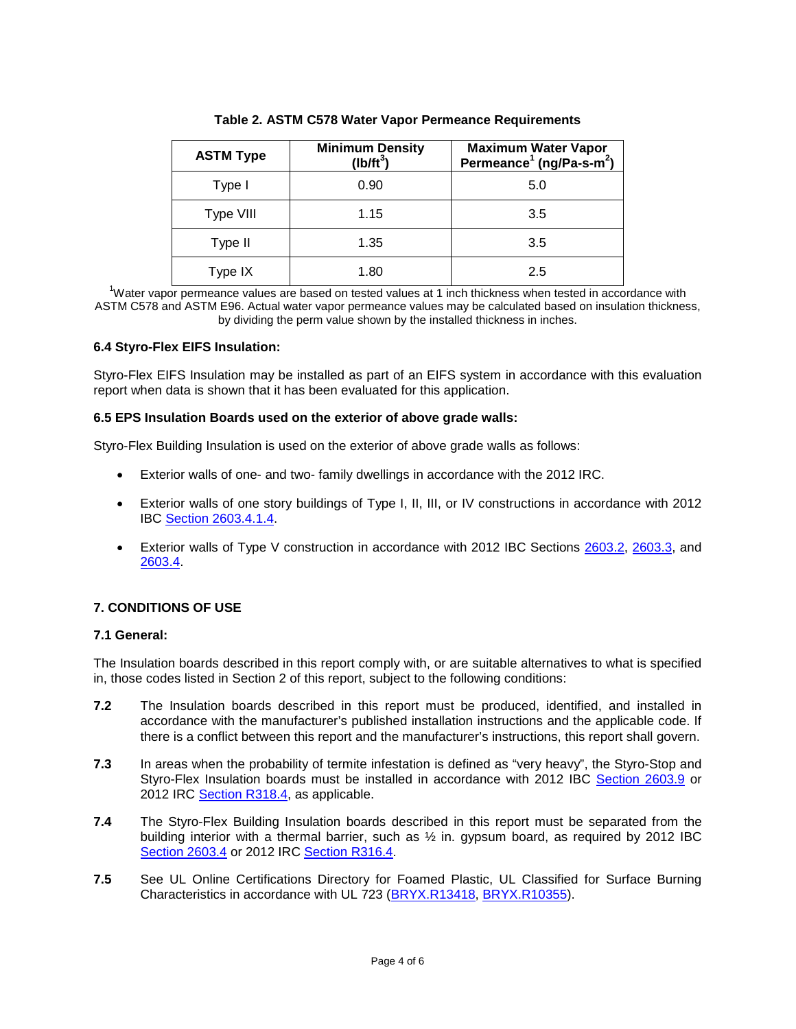**Table 2. ASTM C578 Water Vapor Permeance Requirements**

| ASTM Type | Minimum Density ($lb/ft^3$) | Maximum Water Vapor Permeance[1] ($ng/Pa\text{-}s\text{-}m^2$) |
|---|---|---|
| Type I | 0.90 | 5.0 |
| Type VIII | 1.15 | 3.5 |
| Type II | 1.35 | 3.5 |
| Type IX | 1.80 | 2.5 |

[1]Water vapor permeance values are based on tested values at 1 inch thickness when tested in accordance with ASTM C578 and ASTM E96. Actual water vapor permeance values may be calculated based on insulation thickness, by dividing the perm value shown by the installed thickness in inches.

**6.4 Styro-Flex EIFS Insulation:**

Styro-Flex EIFS Insulation may be installed as part of an EIFS system in accordance with this evaluation report when data is shown that it has been evaluated for this application.

**6.5 EPS Insulation Boards used on the exterior of above grade walls:**

Styro-Flex Building Insulation is used on the exterior of above grade walls as follows:

- Exterior walls of one- and two- family dwellings in accordance with the 2012 IRC.
- Exterior walls of one story buildings of Type I, II, III, or IV constructions in accordance with 2012 IBC Section 2603.4.1.4.
- Exterior walls of Type V construction in accordance with 2012 IBC Sections 2603.2, 2603.3, and 2603.4.

**7. CONDITIONS OF USE**

**7.1 General:**

The Insulation boards described in this report comply with, or are suitable alternatives to what is specified in, those codes listed in Section 2 of this report, subject to the following conditions:

**7.2** The Insulation boards described in this report must be produced, identified, and installed in accordance with the manufacturer's published installation instructions and the applicable code. If there is a conflict between this report and the manufacturer's instructions, this report shall govern.

**7.3** In areas when the probability of termite infestation is defined as "very heavy", the Styro-Stop and Styro-Flex Insulation boards must be installed in accordance with 2012 IBC Section 2603.9 or 2012 IRC Section R318.4, as applicable.

**7.4** The Styro-Flex Building Insulation boards described in this report must be separated from the building interior with a thermal barrier, such as ½ in. gypsum board, as required by 2012 IBC Section 2603.4 or 2012 IRC Section R316.4.

**7.5** See UL Online Certifications Directory for Foamed Plastic, UL Classified for Surface Burning Characteristics in accordance with UL 723 (BRYX.R13418, BRYX.R10355).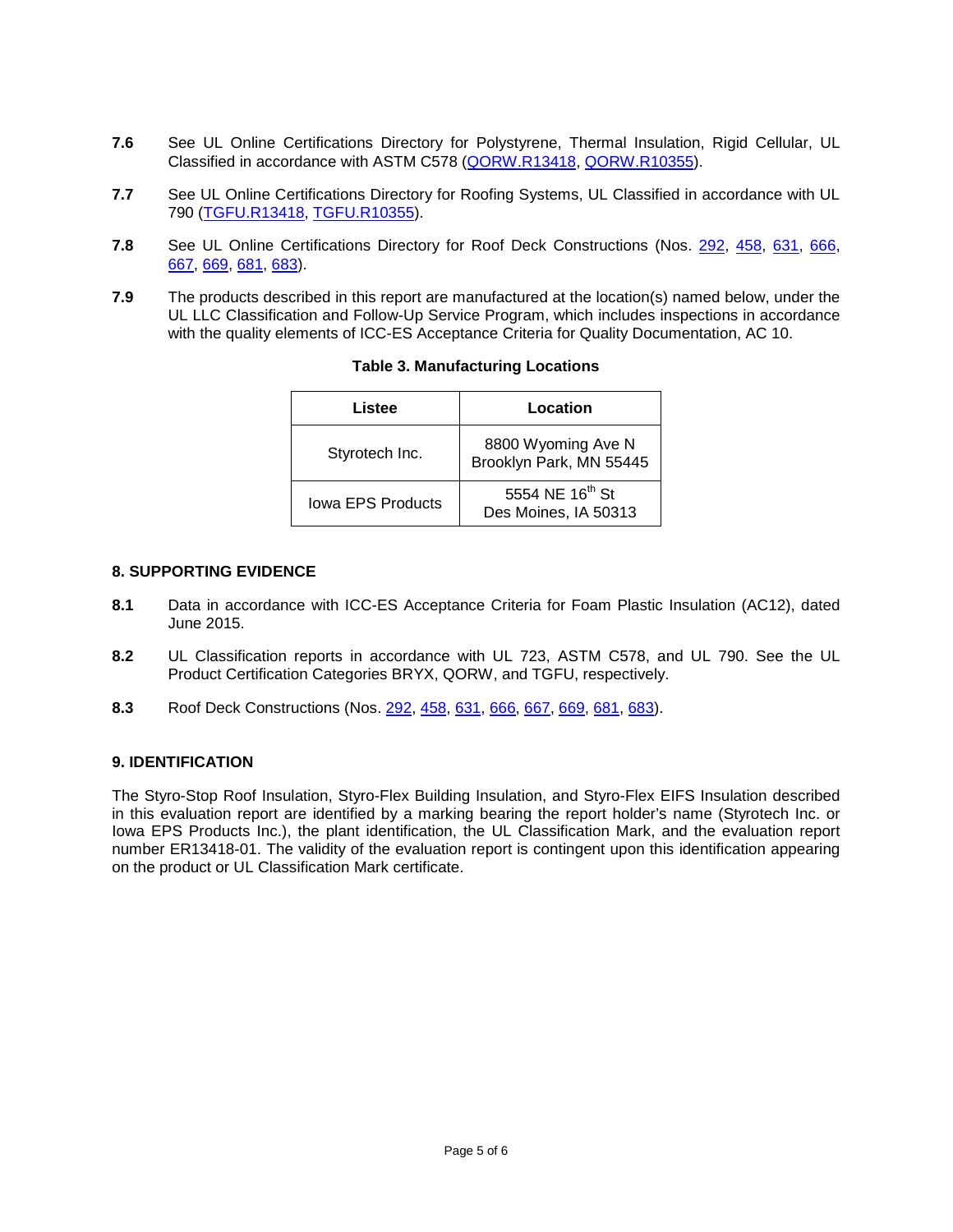**7.6** See UL Online Certifications Directory for Polystyrene, Thermal Insulation, Rigid Cellular, UL Classified in accordance with ASTM C578 (QORW.R13418, QORW.R10355).

**7.7** See UL Online Certifications Directory for Roofing Systems, UL Classified in accordance with UL 790 (TGFU.R13418, TGFU.R10355).

**7.8** See UL Online Certifications Directory for Roof Deck Constructions (Nos. 292, 458, 631, 666, 667, 669, 681, 683).

**7.9** The products described in this report are manufactured at the location(s) named below, under the UL LLC Classification and Follow-Up Service Program, which includes inspections in accordance with the quality elements of ICC-ES Acceptance Criteria for Quality Documentation, AC 10.

**Table 3. Manufacturing Locations**

| Listee | Location |
|---|---|
| Styrotech Inc. | 8800 Wyoming Ave N Brooklyn Park, MN 55445 |
| Iowa EPS Products | 5554 NE 16th St Des Moines, IA 50313 |

## 8. SUPPORTING EVIDENCE

**8.1** Data in accordance with ICC-ES Acceptance Criteria for Foam Plastic Insulation (AC12), dated June 2015.

**8.2** UL Classification reports in accordance with UL 723, ASTM C578, and UL 790. See the UL Product Certification Categories BRYX, QORW, and TGFU, respectively.

**8.3** Roof Deck Constructions (Nos. 292, 458, 631, 666, 667, 669, 681, 683).

## 9. IDENTIFICATION

The Styro-Stop Roof Insulation, Styro-Flex Building Insulation, and Styro-Flex EIFS Insulation described in this evaluation report are identified by a marking bearing the report holder's name (Styrotech Inc. or Iowa EPS Products Inc.), the plant identification, the UL Classification Mark, and the evaluation report number ER13418-01. The validity of the evaluation report is contingent upon this identification appearing on the product or UL Classification Mark certificate.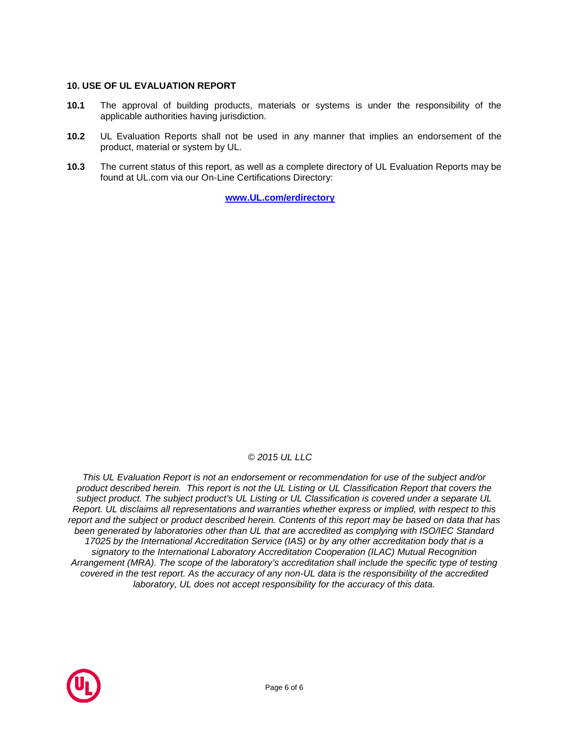## 10. USE OF UL EVALUATION REPORT

**10.1** The approval of building products, materials or systems is under the responsibility of the applicable authorities having jurisdiction.

**10.2** UL Evaluation Reports shall not be used in any manner that implies an endorsement of the product, material or system by UL.

**10.3** The current status of this report, as well as a complete directory of UL Evaluation Reports may be found at UL.com via our On-Line Certifications Directory:

**www.UL.com/erdirectory**

*© 2015 UL LLC*

*This UL Evaluation Report is not an endorsement or recommendation for use of the subject and/or product described herein. This report is not the UL Listing or UL Classification Report that covers the subject product. The subject product's UL Listing or UL Classification is covered under a separate UL Report. UL disclaims all representations and warranties whether express or implied, with respect to this report and the subject or product described herein. Contents of this report may be based on data that has been generated by laboratories other than UL that are accredited as complying with ISO/IEC Standard 17025 by the International Accreditation Service (IAS) or by any other accreditation body that is a signatory to the International Laboratory Accreditation Cooperation (ILAC) Mutual Recognition Arrangement (MRA). The scope of the laboratory's accreditation shall include the specific type of testing covered in the test report. As the accuracy of any non-UL data is the responsibility of the accredited laboratory, UL does not accept responsibility for the accuracy of this data.*